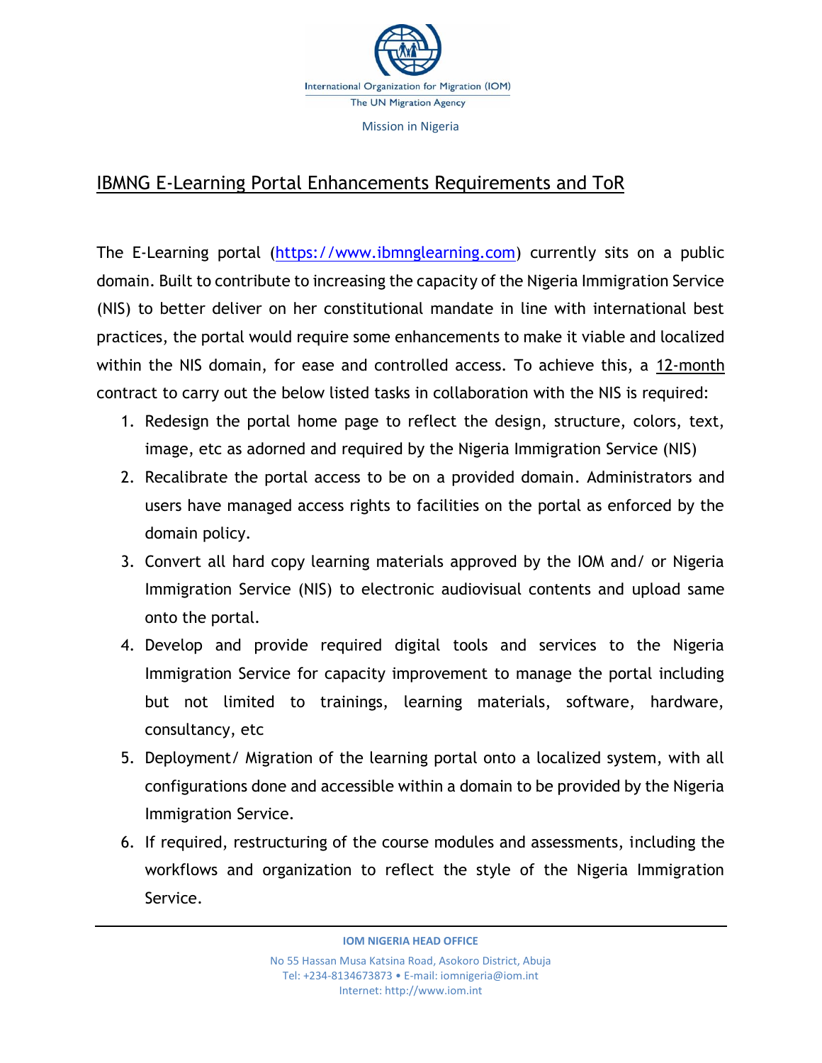International Organization for Migration (IOM)
The UN Migration Agency

Mission in Nigeria

# IBMNG E-Learning Portal Enhancements Requirements and ToR

The E-Learning portal (https://www.ibmnglearning.com) currently sits on a public domain. Built to contribute to increasing the capacity of the Nigeria Immigration Service (NIS) to better deliver on her constitutional mandate in line with international best practices, the portal would require some enhancements to make it viable and localized within the NIS domain, for ease and controlled access. To achieve this, a 12-month contract to carry out the below listed tasks in collaboration with the NIS is required:

1. Redesign the portal home page to reflect the design, structure, colors, text, image, etc as adorned and required by the Nigeria Immigration Service (NIS)
2. Recalibrate the portal access to be on a provided domain. Administrators and users have managed access rights to facilities on the portal as enforced by the domain policy.
3. Convert all hard copy learning materials approved by the IOM and/ or Nigeria Immigration Service (NIS) to electronic audiovisual contents and upload same onto the portal.
4. Develop and provide required digital tools and services to the Nigeria Immigration Service for capacity improvement to manage the portal including but not limited to trainings, learning materials, software, hardware, consultancy, etc
5. Deployment/ Migration of the learning portal onto a localized system, with all configurations done and accessible within a domain to be provided by the Nigeria Immigration Service.
6. If required, restructuring of the course modules and assessments, including the workflows and organization to reflect the style of the Nigeria Immigration Service.

**IOM NIGERIA HEAD OFFICE**

No 55 Hassan Musa Katsina Road, Asokoro District, Abuja
Tel: +234-8134673873 • E-mail: iomnigeria@iom.int
Internet: http://www.iom.int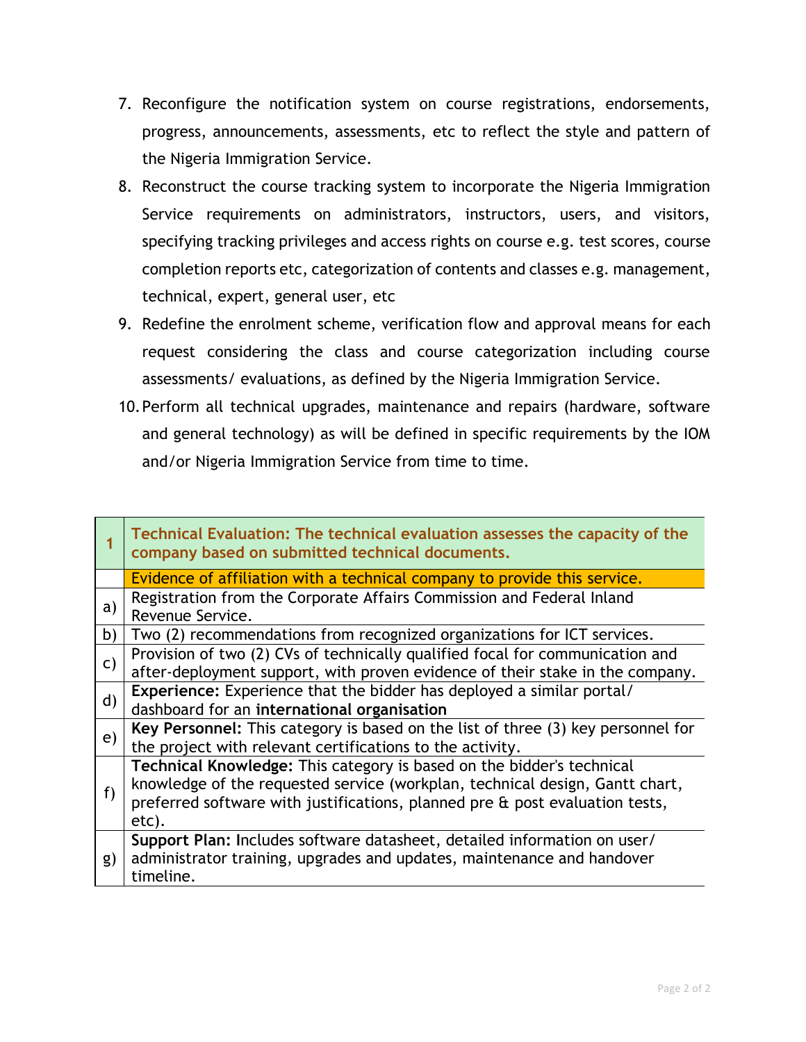7. Reconfigure the notification system on course registrations, endorsements, progress, announcements, assessments, etc to reflect the style and pattern of the Nigeria Immigration Service.
8. Reconstruct the course tracking system to incorporate the Nigeria Immigration Service requirements on administrators, instructors, users, and visitors, specifying tracking privileges and access rights on course e.g. test scores, course completion reports etc, categorization of contents and classes e.g. management, technical, expert, general user, etc
9. Redefine the enrolment scheme, verification flow and approval means for each request considering the class and course categorization including course assessments/ evaluations, as defined by the Nigeria Immigration Service.
10. Perform all technical upgrades, maintenance and repairs (hardware, software and general technology) as will be defined in specific requirements by the IOM and/or Nigeria Immigration Service from time to time.

| 1 | **Technical Evaluation: The technical evaluation assesses the capacity of the company based on submitted technical documents.** |
|---|---|
| | Evidence of affiliation with a technical company to provide this service. |
| a) | Registration from the Corporate Affairs Commission and Federal Inland Revenue Service. |
| b) | Two (2) recommendations from recognized organizations for ICT services. |
| c) | Provision of two (2) CVs of technically qualified focal for communication and after-deployment support, with proven evidence of their stake in the company. |
| d) | **Experience:** Experience that the bidder has deployed a similar portal/ dashboard for an **international organisation** |
| e) | **Key Personnel:** This category is based on the list of three (3) key personnel for the project with relevant certifications to the activity. |
| f) | **Technical Knowledge:** This category is based on the bidder's technical knowledge of the requested service (workplan, technical design, Gantt chart, preferred software with justifications, planned pre & post evaluation tests, etc). |
| g) | **Support Plan:** Includes software datasheet, detailed information on user/ administrator training, upgrades and updates, maintenance and handover timeline. |